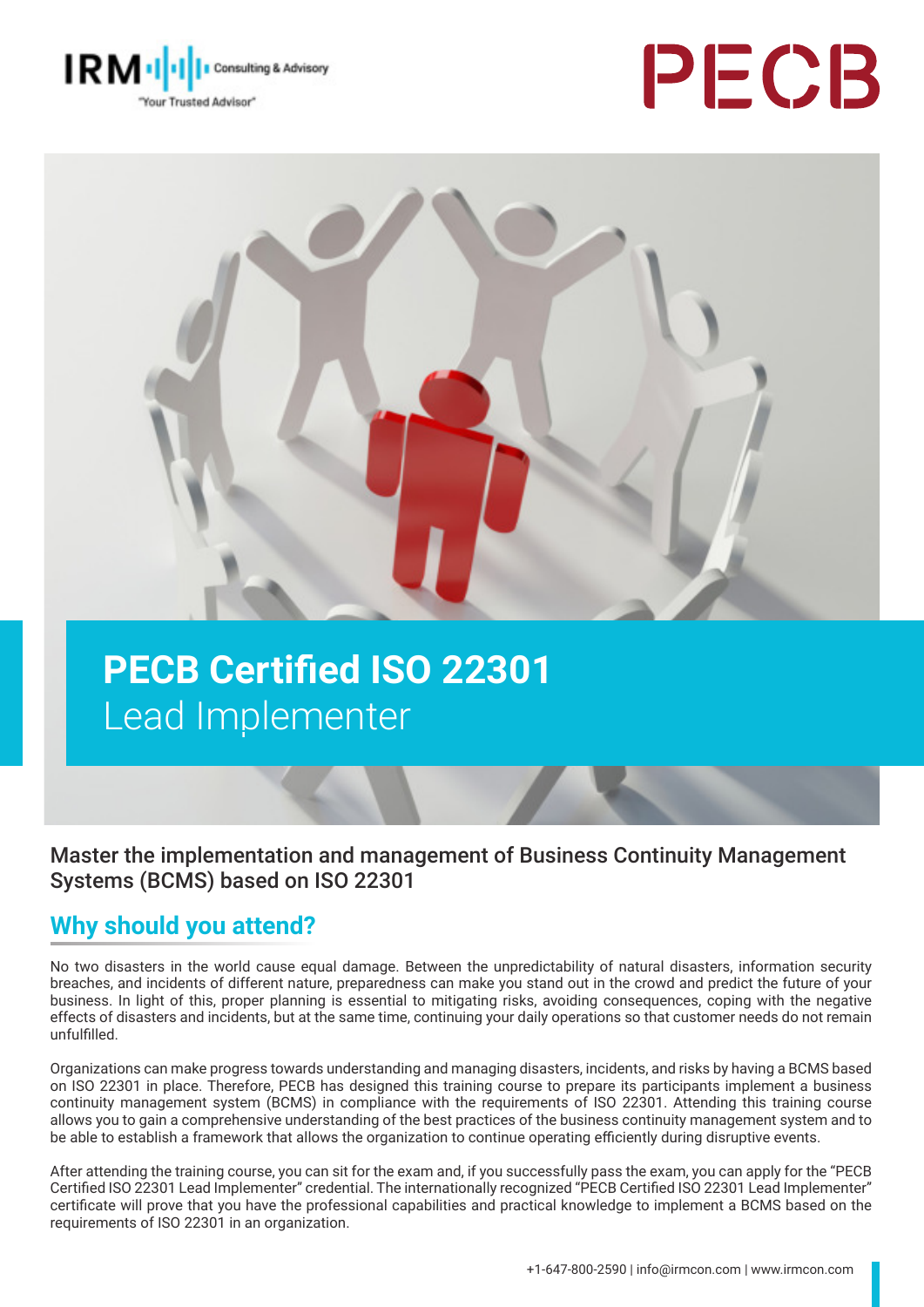IRM Consulting & Advisory
"Your Trusted Advisor"

PECB

# PECB Certified ISO 22301 Lead Implementer

Master the implementation and management of Business Continuity Management Systems (BCMS) based on ISO 22301

## Why should you attend?

No two disasters in the world cause equal damage. Between the unpredictability of natural disasters, information security breaches, and incidents of different nature, preparedness can make you stand out in the crowd and predict the future of your business. In light of this, proper planning is essential to mitigating risks, avoiding consequences, coping with the negative effects of disasters and incidents, but at the same time, continuing your daily operations so that customer needs do not remain unfulfilled.

Organizations can make progress towards understanding and managing disasters, incidents, and risks by having a BCMS based on ISO 22301 in place. Therefore, PECB has designed this training course to prepare its participants implement a business continuity management system (BCMS) in compliance with the requirements of ISO 22301. Attending this training course allows you to gain a comprehensive understanding of the best practices of the business continuity management system and to be able to establish a framework that allows the organization to continue operating efficiently during disruptive events.

After attending the training course, you can sit for the exam and, if you successfully pass the exam, you can apply for the "PECB Certified ISO 22301 Lead Implementer" credential. The internationally recognized "PECB Certified ISO 22301 Lead Implementer" certificate will prove that you have the professional capabilities and practical knowledge to implement a BCMS based on the requirements of ISO 22301 in an organization.

+1-647-800-2590 | info@irmcon.com | www.irmcon.com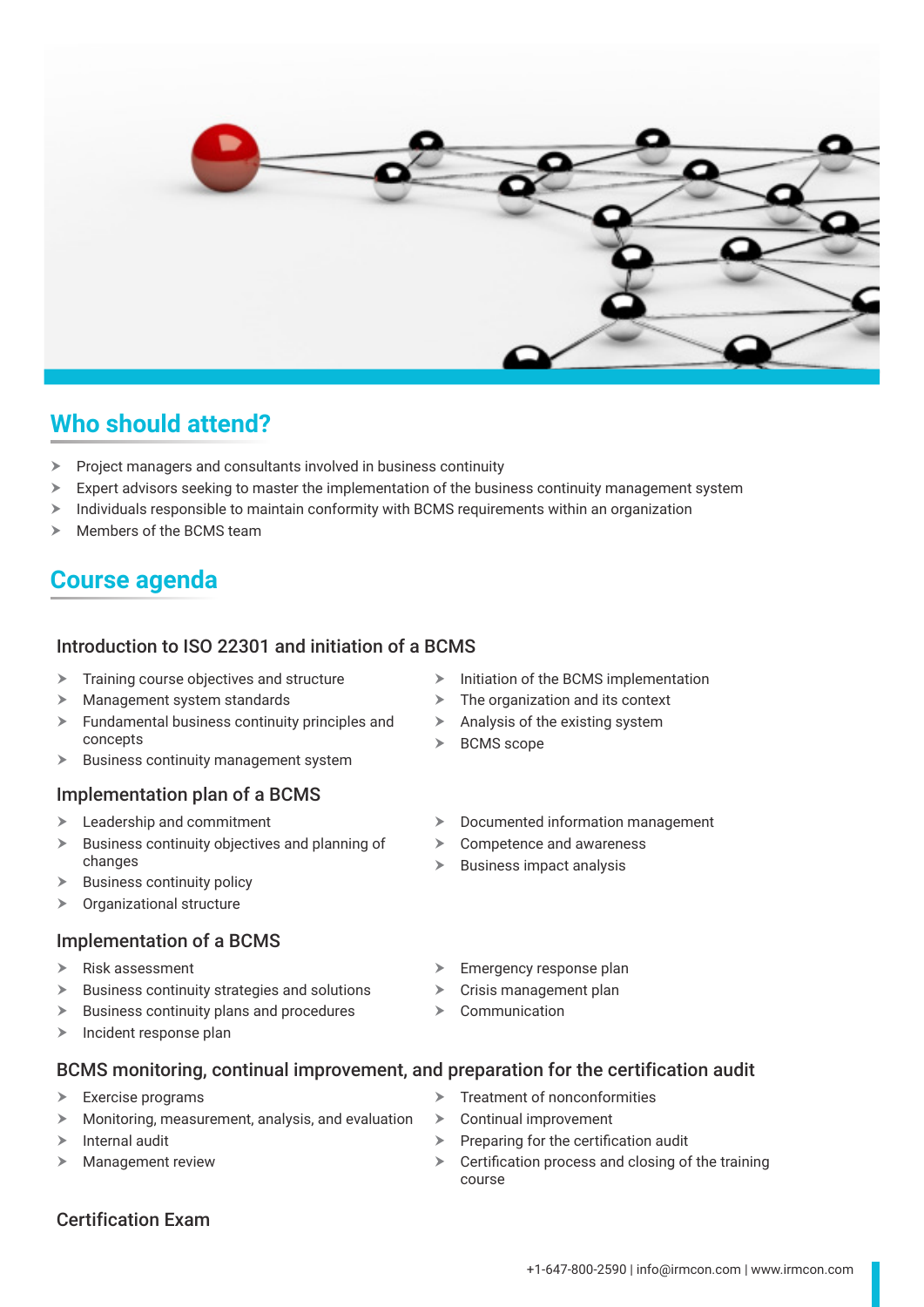## Who should attend?

- Project managers and consultants involved in business continuity
- Expert advisors seeking to master the implementation of the business continuity management system
- Individuals responsible to maintain conformity with BCMS requirements within an organization
- Members of the BCMS team

## Course agenda

### Introduction to ISO 22301 and initiation of a BCMS

- Training course objectives and structure
- Management system standards
- Fundamental business continuity principles and concepts
- Business continuity management system
- Initiation of the BCMS implementation
- The organization and its context
- Analysis of the existing system
- BCMS scope

### Implementation plan of a BCMS

- Leadership and commitment
- Business continuity objectives and planning of changes
- Business continuity policy
- Organizational structure
- Documented information management
- Competence and awareness
- Business impact analysis

### Implementation of a BCMS

- Risk assessment
- Business continuity strategies and solutions
- Business continuity plans and procedures
- Incident response plan
- Emergency response plan
- Crisis management plan
- Communication

### BCMS monitoring, continual improvement, and preparation for the certification audit

- Exercise programs
- Monitoring, measurement, analysis, and evaluation
- Internal audit
- Management review
- Treatment of nonconformities
- Continual improvement
- Preparing for the certification audit
- Certification process and closing of the training course

### Certification Exam

+1-647-800-2590 | info@irmcon.com | www.irmcon.com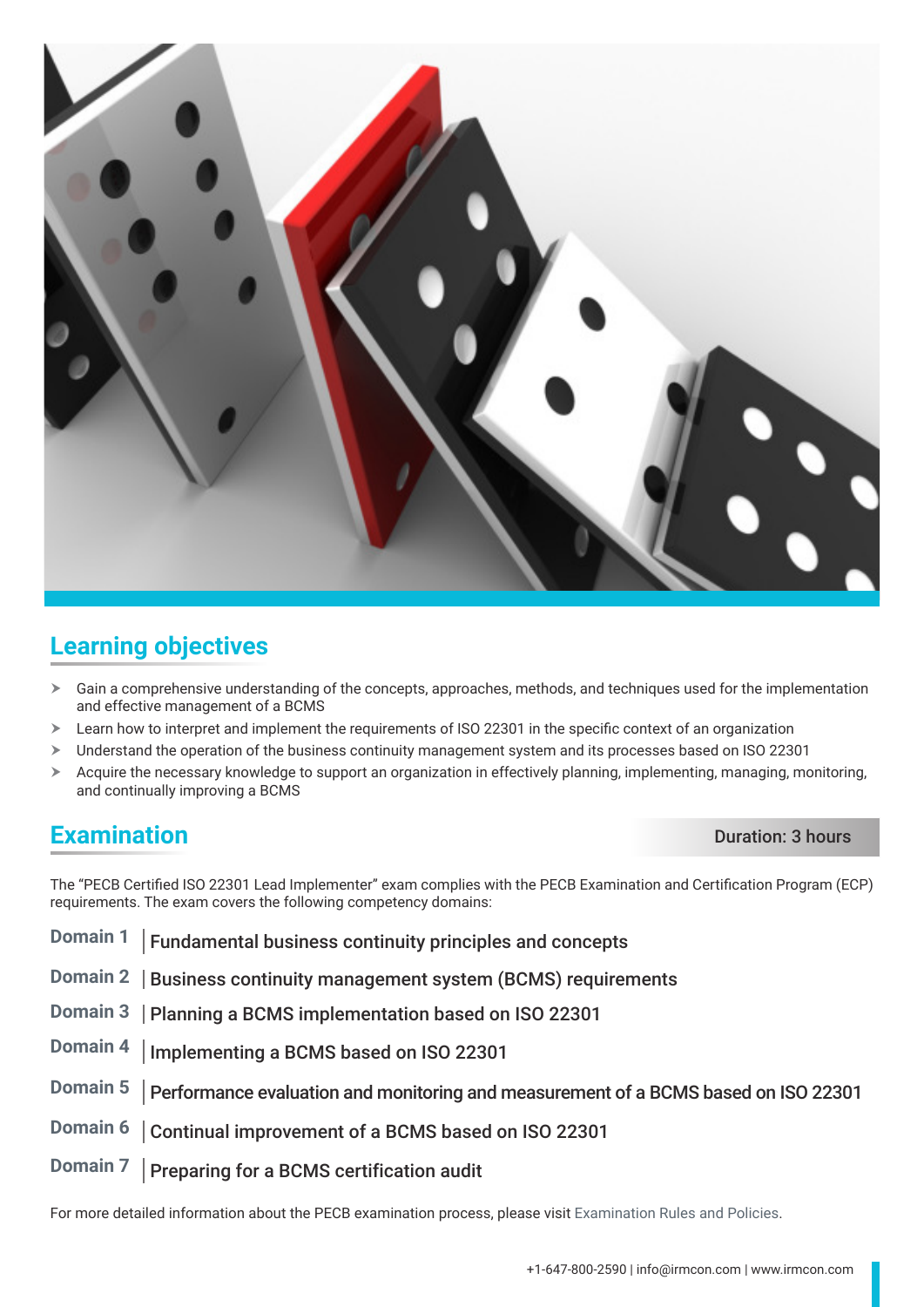## Learning objectives

- Gain a comprehensive understanding of the concepts, approaches, methods, and techniques used for the implementation and effective management of a BCMS
- Learn how to interpret and implement the requirements of ISO 22301 in the specific context of an organization
- Understand the operation of the business continuity management system and its processes based on ISO 22301
- Acquire the necessary knowledge to support an organization in effectively planning, implementing, managing, monitoring, and continually improving a BCMS

## Examination

**Duration: 3 hours**

The "PECB Certified ISO 22301 Lead Implementer" exam complies with the PECB Examination and Certification Program (ECP) requirements. The exam covers the following competency domains:

**Domain 1** | Fundamental business continuity principles and concepts

**Domain 2** | Business continuity management system (BCMS) requirements

**Domain 3** | Planning a BCMS implementation based on ISO 22301

**Domain 4** | Implementing a BCMS based on ISO 22301

**Domain 5** | Performance evaluation and monitoring and measurement of a BCMS based on ISO 22301

**Domain 6** | Continual improvement of a BCMS based on ISO 22301

**Domain 7** | Preparing for a BCMS certification audit

For more detailed information about the PECB examination process, please visit Examination Rules and Policies.

+1-647-800-2590 | info@irmcon.com | www.irmcon.com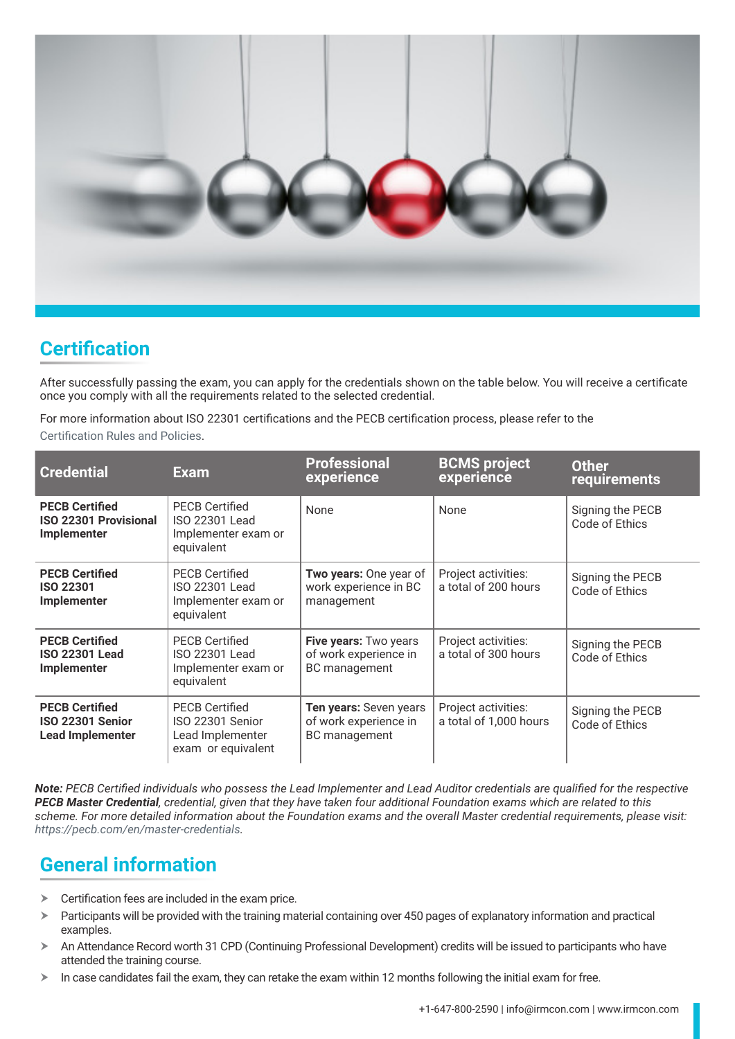## Certification

After successfully passing the exam, you can apply for the credentials shown on the table below. You will receive a certificate once you comply with all the requirements related to the selected credential.

For more information about ISO 22301 certifications and the PECB certification process, please refer to the Certification Rules and Policies.

| Credential | Exam | Professional experience | BCMS project experience | Other requirements |
|---|---|---|---|---|
| **PECB Certified ISO 22301 Provisional Implementer** | PECB Certified ISO 22301 Lead Implementer exam or equivalent | None | None | Signing the PECB Code of Ethics |
| **PECB Certified ISO 22301 Implementer** | PECB Certified ISO 22301 Lead Implementer exam or equivalent | **Two years:** One year of work experience in BC management | Project activities: a total of 200 hours | Signing the PECB Code of Ethics |
| **PECB Certified ISO 22301 Lead Implementer** | PECB Certified ISO 22301 Lead Implementer exam or equivalent | **Five years:** Two years of work experience in BC management | Project activities: a total of 300 hours | Signing the PECB Code of Ethics |
| **PECB Certified ISO 22301 Senior Lead Implementer** | PECB Certified ISO 22301 Senior Lead Implementer exam or equivalent | **Ten years:** Seven years of work experience in BC management | Project activities: a total of 1,000 hours | Signing the PECB Code of Ethics |

***Note:** PECB Certified individuals who possess the Lead Implementer and Lead Auditor credentials are qualified for the respective **PECB Master Credential**, credential, given that they have taken four additional Foundation exams which are related to this scheme. For more detailed information about the Foundation exams and the overall Master credential requirements, please visit: https://pecb.com/en/master-credentials.*

## General information

- Certification fees are included in the exam price.
- Participants will be provided with the training material containing over 450 pages of explanatory information and practical examples.
- An Attendance Record worth 31 CPD (Continuing Professional Development) credits will be issued to participants who have attended the training course.
- In case candidates fail the exam, they can retake the exam within 12 months following the initial exam for free.